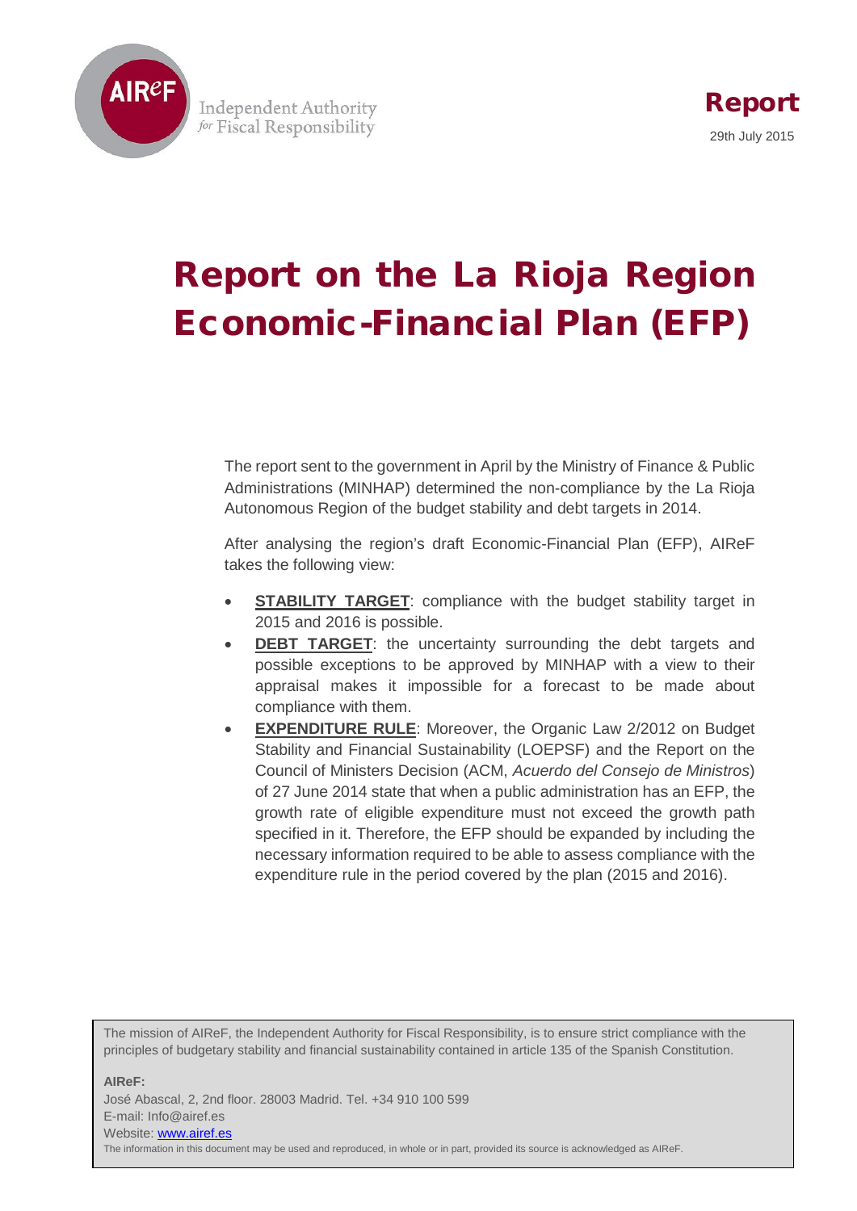AIReF Independent Authority for Fiscal Responsibility

**Report**

29th July 2015

# Report on the La Rioja Region Economic-Financial Plan (EFP)

The report sent to the government in April by the Ministry of Finance & Public Administrations (MINHAP) determined the non-compliance by the La Rioja Autonomous Region of the budget stability and debt targets in 2014.

After analysing the region's draft Economic-Financial Plan (EFP), AIReF takes the following view:

- **STABILITY TARGET**: compliance with the budget stability target in 2015 and 2016 is possible.
- **DEBT TARGET**: the uncertainty surrounding the debt targets and possible exceptions to be approved by MINHAP with a view to their appraisal makes it impossible for a forecast to be made about compliance with them.
- **EXPENDITURE RULE**: Moreover, the Organic Law 2/2012 on Budget Stability and Financial Sustainability (LOEPSF) and the Report on the Council of Ministers Decision (ACM, *Acuerdo del Consejo de Ministros*) of 27 June 2014 state that when a public administration has an EFP, the growth rate of eligible expenditure must not exceed the growth path specified in it. Therefore, the EFP should be expanded by including the necessary information required to be able to assess compliance with the expenditure rule in the period covered by the plan (2015 and 2016).

The mission of AIReF, the Independent Authority for Fiscal Responsibility, is to ensure strict compliance with the principles of budgetary stability and financial sustainability contained in article 135 of the Spanish Constitution.

**AIReF:**
José Abascal, 2, 2nd floor. 28003 Madrid. Tel. +34 910 100 599
E-mail: Info@airef.es
Website: [www.airef.es](http://www.airef.es)
The information in this document may be used and reproduced, in whole or in part, provided its source is acknowledged as AIReF.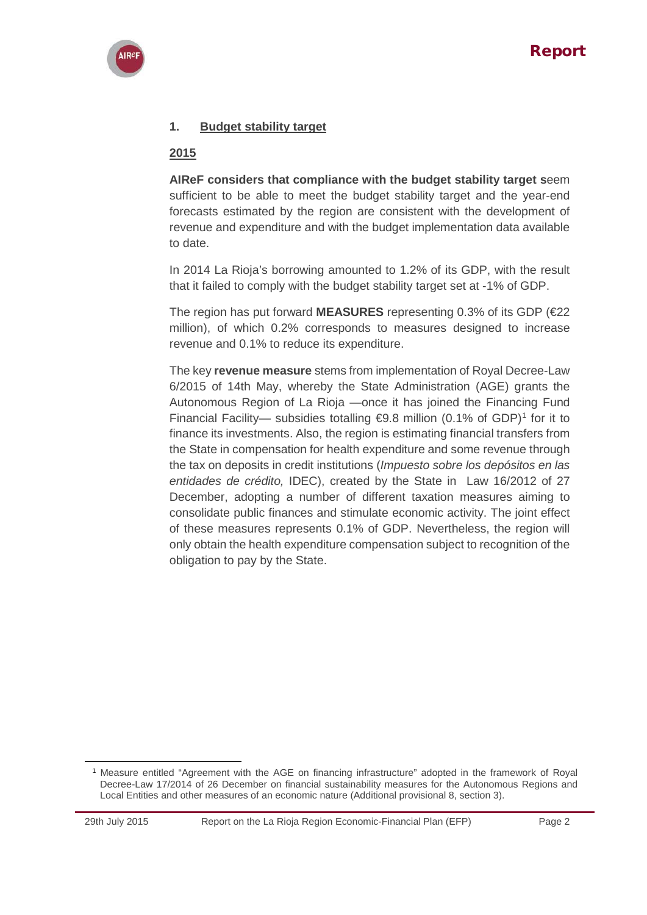## 1. Budget stability target

**2015**

**AIReF considers that compliance with the budget stability target s**eem sufficient to be able to meet the budget stability target and the year-end forecasts estimated by the region are consistent with the development of revenue and expenditure and with the budget implementation data available to date.

In 2014 La Rioja's borrowing amounted to 1.2% of its GDP, with the result that it failed to comply with the budget stability target set at -1% of GDP.

The region has put forward **MEASURES** representing 0.3% of its GDP (€22 million), of which 0.2% corresponds to measures designed to increase revenue and 0.1% to reduce its expenditure.

The key **revenue measure** stems from implementation of Royal Decree-Law 6/2015 of 14th May, whereby the State Administration (AGE) grants the Autonomous Region of La Rioja —once it has joined the Financing Fund Financial Facility— subsidies totalling €9.8 million (0.1% of GDP)[1] for it to finance its investments. Also, the region is estimating financial transfers from the State in compensation for health expenditure and some revenue through the tax on deposits in credit institutions (*Impuesto sobre los depósitos en las entidades de crédito,* IDEC), created by the State in Law 16/2012 of 27 December, adopting a number of different taxation measures aiming to consolidate public finances and stimulate economic activity. The joint effect of these measures represents 0.1% of GDP. Nevertheless, the region will only obtain the health expenditure compensation subject to recognition of the obligation to pay by the State.

[1] Measure entitled "Agreement with the AGE on financing infrastructure" adopted in the framework of Royal Decree-Law 17/2014 of 26 December on financial sustainability measures for the Autonomous Regions and Local Entities and other measures of an economic nature (Additional provisional 8, section 3).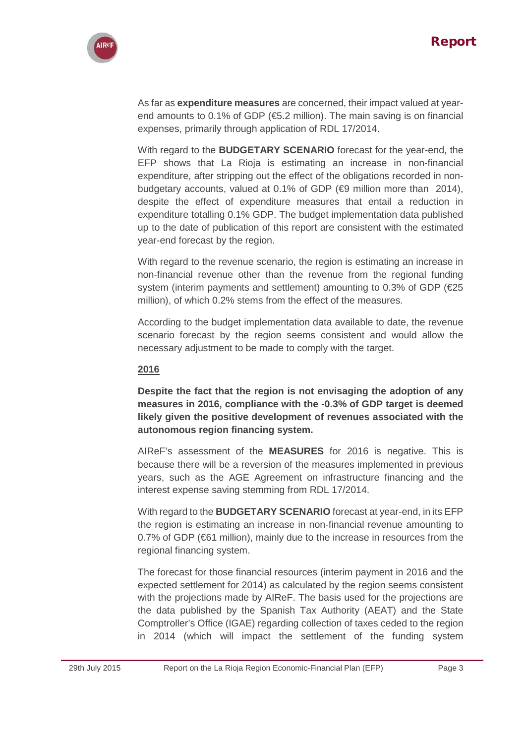As far as **expenditure measures** are concerned, their impact valued at year-end amounts to 0.1% of GDP (€5.2 million). The main saving is on financial expenses, primarily through application of RDL 17/2014.

With regard to the **BUDGETARY SCENARIO** forecast for the year-end, the EFP shows that La Rioja is estimating an increase in non-financial expenditure, after stripping out the effect of the obligations recorded in non-budgetary accounts, valued at 0.1% of GDP (€9 million more than 2014), despite the effect of expenditure measures that entail a reduction in expenditure totalling 0.1% GDP. The budget implementation data published up to the date of publication of this report are consistent with the estimated year-end forecast by the region.

With regard to the revenue scenario, the region is estimating an increase in non-financial revenue other than the revenue from the regional funding system (interim payments and settlement) amounting to 0.3% of GDP (€25 million), of which 0.2% stems from the effect of the measures.

According to the budget implementation data available to date, the revenue scenario forecast by the region seems consistent and would allow the necessary adjustment to be made to comply with the target.

**2016**

**Despite the fact that the region is not envisaging the adoption of any measures in 2016, compliance with the -0.3% of GDP target is deemed likely given the positive development of revenues associated with the autonomous region financing system.**

AIReF's assessment of the **MEASURES** for 2016 is negative. This is because there will be a reversion of the measures implemented in previous years, such as the AGE Agreement on infrastructure financing and the interest expense saving stemming from RDL 17/2014.

With regard to the **BUDGETARY SCENARIO** forecast at year-end, in its EFP the region is estimating an increase in non-financial revenue amounting to 0.7% of GDP (€61 million), mainly due to the increase in resources from the regional financing system.

The forecast for those financial resources (interim payment in 2016 and the expected settlement for 2014) as calculated by the region seems consistent with the projections made by AIReF. The basis used for the projections are the data published by the Spanish Tax Authority (AEAT) and the State Comptroller's Office (IGAE) regarding collection of taxes ceded to the region in 2014 (which will impact the settlement of the funding system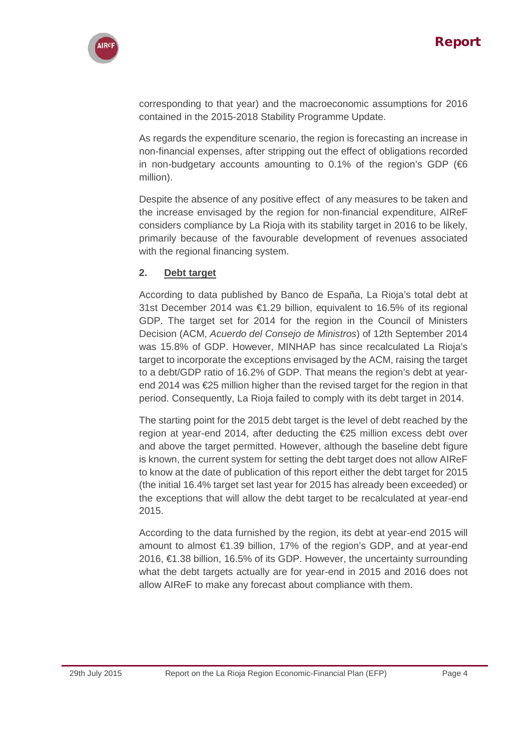corresponding to that year) and the macroeconomic assumptions for 2016 contained in the 2015-2018 Stability Programme Update.

As regards the expenditure scenario, the region is forecasting an increase in non-financial expenses, after stripping out the effect of obligations recorded in non-budgetary accounts amounting to 0.1% of the region's GDP (€6 million).

Despite the absence of any positive effect of any measures to be taken and the increase envisaged by the region for non-financial expenditure, AIReF considers compliance by La Rioja with its stability target in 2016 to be likely, primarily because of the favourable development of revenues associated with the regional financing system.

## 2. <u>Debt target</u>

According to data published by Banco de España, La Rioja's total debt at 31st December 2014 was €1.29 billion, equivalent to 16.5% of its regional GDP. The target set for 2014 for the region in the Council of Ministers Decision (ACM, *Acuerdo del Consejo de Ministros*) of 12th September 2014 was 15.8% of GDP. However, MINHAP has since recalculated La Rioja's target to incorporate the exceptions envisaged by the ACM, raising the target to a debt/GDP ratio of 16.2% of GDP. That means the region's debt at year-end 2014 was €25 million higher than the revised target for the region in that period. Consequently, La Rioja failed to comply with its debt target in 2014.

The starting point for the 2015 debt target is the level of debt reached by the region at year-end 2014, after deducting the €25 million excess debt over and above the target permitted. However, although the baseline debt figure is known, the current system for setting the debt target does not allow AIReF to know at the date of publication of this report either the debt target for 2015 (the initial 16.4% target set last year for 2015 has already been exceeded) or the exceptions that will allow the debt target to be recalculated at year-end 2015.

According to the data furnished by the region, its debt at year-end 2015 will amount to almost €1.39 billion, 17% of the region's GDP, and at year-end 2016, €1.38 billion, 16.5% of its GDP. However, the uncertainty surrounding what the debt targets actually are for year-end in 2015 and 2016 does not allow AIReF to make any forecast about compliance with them.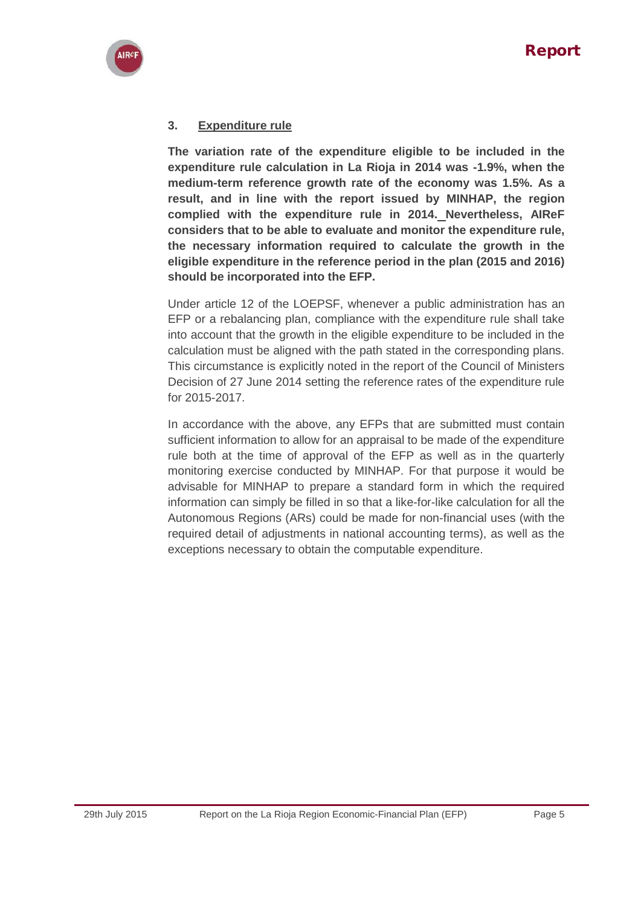### 3. Expenditure rule

**The variation rate of the expenditure eligible to be included in the expenditure rule calculation in La Rioja in 2014 was -1.9%, when the medium-term reference growth rate of the economy was 1.5%. As a result, and in line with the report issued by MINHAP, the region complied with the expenditure rule in 2014. Nevertheless, AIReF considers that to be able to evaluate and monitor the expenditure rule, the necessary information required to calculate the growth in the eligible expenditure in the reference period in the plan (2015 and 2016) should be incorporated into the EFP.**

Under article 12 of the LOEPSF, whenever a public administration has an EFP or a rebalancing plan, compliance with the expenditure rule shall take into account that the growth in the eligible expenditure to be included in the calculation must be aligned with the path stated in the corresponding plans. This circumstance is explicitly noted in the report of the Council of Ministers Decision of 27 June 2014 setting the reference rates of the expenditure rule for 2015-2017.

In accordance with the above, any EFPs that are submitted must contain sufficient information to allow for an appraisal to be made of the expenditure rule both at the time of approval of the EFP as well as in the quarterly monitoring exercise conducted by MINHAP. For that purpose it would be advisable for MINHAP to prepare a standard form in which the required information can simply be filled in so that a like-for-like calculation for all the Autonomous Regions (ARs) could be made for non-financial uses (with the required detail of adjustments in national accounting terms), as well as the exceptions necessary to obtain the computable expenditure.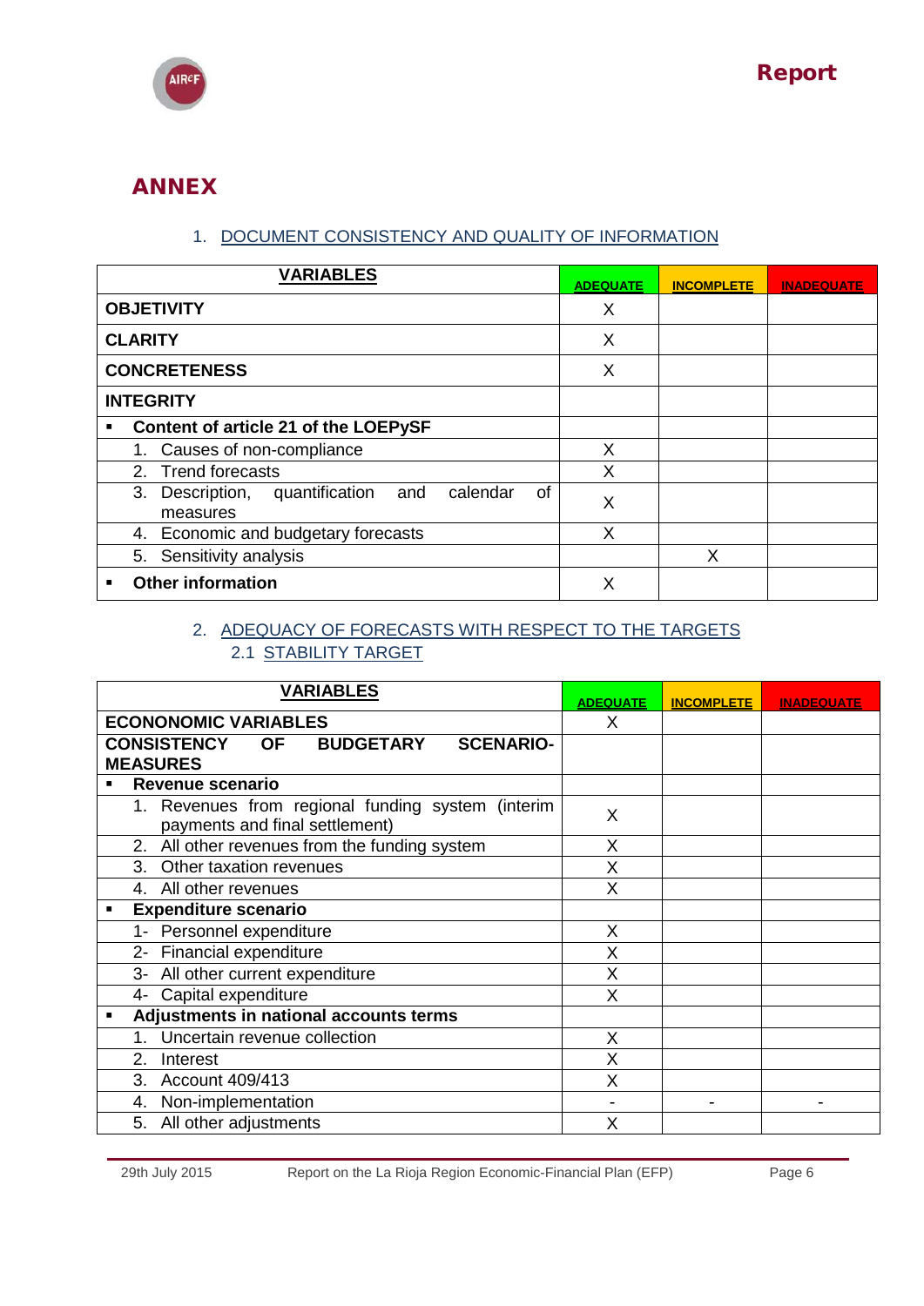# ANNEX

## 1. DOCUMENT CONSISTENCY AND QUALITY OF INFORMATION

| VARIABLES | ADEQUATE | INCOMPLETE | INADEQUATE |
|---|---|---|---|
| **OBJETIVITY** | X | | |
| **CLARITY** | X | | |
| **CONCRETENESS** | X | | |
| **INTEGRITY** | | | |
| ▪ **Content of article 21 of the LOEPySF** | | | |
| 1. Causes of non-compliance | X | | |
| 2. Trend forecasts | X | | |
| 3. Description, quantification and calendar of measures | X | | |
| 4. Economic and budgetary forecasts | X | | |
| 5. Sensitivity analysis | | X | |
| ▪ **Other information** | X | | |

## 2. ADEQUACY OF FORECASTS WITH RESPECT TO THE TARGETS

### 2.1 STABILITY TARGET

| VARIABLES | ADEQUATE | INCOMPLETE | INADEQUATE |
|---|---|---|---|
| **ECONONOMIC VARIABLES** | X | | |
| **CONSISTENCY OF BUDGETARY SCENARIO-MEASURES** | | | |
| ▪ **Revenue scenario** | | | |
| 1. Revenues from regional funding system (interim payments and final settlement) | X | | |
| 2. All other revenues from the funding system | X | | |
| 3. Other taxation revenues | X | | |
| 4. All other revenues | X | | |
| ▪ **Expenditure scenario** | | | |
| 1- Personnel expenditure | X | | |
| 2- Financial expenditure | X | | |
| 3- All other current expenditure | X | | |
| 4- Capital expenditure | X | | |
| ▪ **Adjustments in national accounts terms** | | | |
| 1. Uncertain revenue collection | X | | |
| 2. Interest | X | | |
| 3. Account 409/413 | X | | |
| 4. Non-implementation | - | - | - |
| 5. All other adjustments | X | | |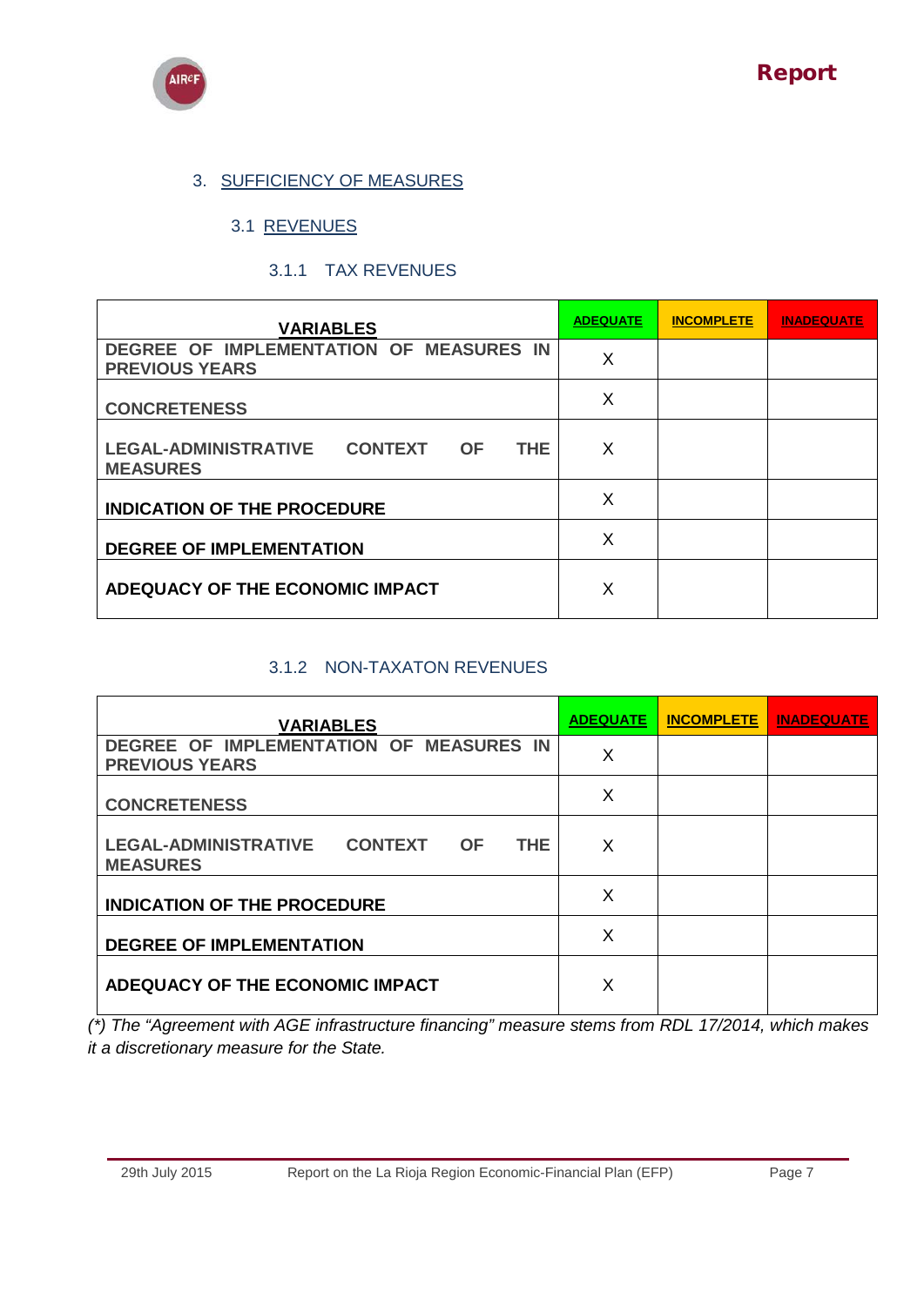## 3. SUFFICIENCY OF MEASURES

### 3.1 REVENUES

#### 3.1.1 TAX REVENUES

| VARIABLES | ADEQUATE | INCOMPLETE | INADEQUATE |
|---|---|---|---|
| **DEGREE OF IMPLEMENTATION OF MEASURES IN PREVIOUS YEARS** | X | | |
| **CONCRETENESS** | X | | |
| **LEGAL-ADMINISTRATIVE CONTEXT OF THE MEASURES** | X | | |
| **INDICATION OF THE PROCEDURE** | X | | |
| **DEGREE OF IMPLEMENTATION** | X | | |
| **ADEQUACY OF THE ECONOMIC IMPACT** | X | | |

#### 3.1.2 NON-TAXATON REVENUES

| VARIABLES | ADEQUATE | INCOMPLETE | INADEQUATE |
|---|---|---|---|
| **DEGREE OF IMPLEMENTATION OF MEASURES IN PREVIOUS YEARS** | X | | |
| **CONCRETENESS** | X | | |
| **LEGAL-ADMINISTRATIVE CONTEXT OF THE MEASURES** | X | | |
| **INDICATION OF THE PROCEDURE** | X | | |
| **DEGREE OF IMPLEMENTATION** | X | | |
| **ADEQUACY OF THE ECONOMIC IMPACT** | X | | |

*(\*) The "Agreement with AGE infrastructure financing" measure stems from RDL 17/2014, which makes it a discretionary measure for the State.*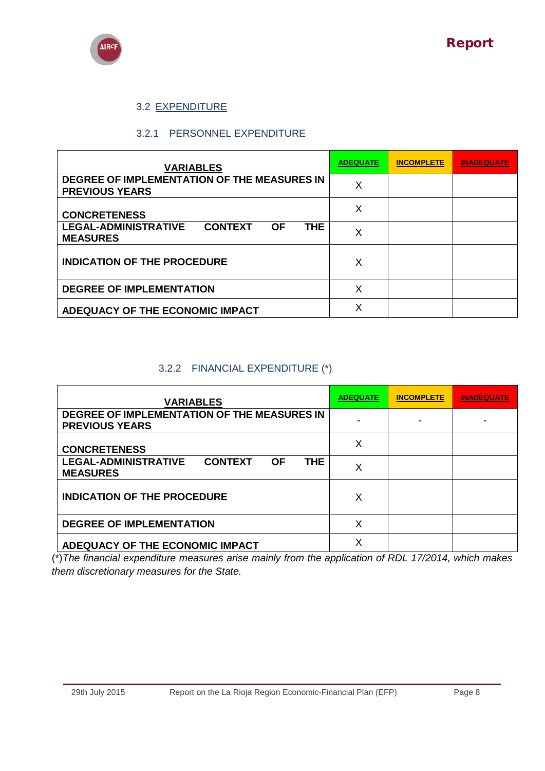### 3.2 EXPENDITURE

#### 3.2.1 PERSONNEL EXPENDITURE

| VARIABLES | ADEQUATE | INCOMPLETE | INADEQUATE |
|---|---|---|---|
| **DEGREE OF IMPLEMENTATION OF THE MEASURES IN PREVIOUS YEARS** | X | | |
| **CONCRETENESS** | X | | |
| **LEGAL-ADMINISTRATIVE CONTEXT OF THE MEASURES** | X | | |
| **INDICATION OF THE PROCEDURE** | X | | |
| **DEGREE OF IMPLEMENTATION** | X | | |
| **ADEQUACY OF THE ECONOMIC IMPACT** | X | | |

#### 3.2.2 FINANCIAL EXPENDITURE (*)

| VARIABLES | ADEQUATE | INCOMPLETE | INADEQUATE |
|---|---|---|---|
| **DEGREE OF IMPLEMENTATION OF THE MEASURES IN PREVIOUS YEARS** | - | - | - |
| **CONCRETENESS** | X | | |
| **LEGAL-ADMINISTRATIVE CONTEXT OF THE MEASURES** | X | | |
| **INDICATION OF THE PROCEDURE** | X | | |
| **DEGREE OF IMPLEMENTATION** | X | | |
| **ADEQUACY OF THE ECONOMIC IMPACT** | X | | |

(*)*The financial expenditure measures arise mainly from the application of RDL 17/2014, which makes them discretionary measures for the State.*